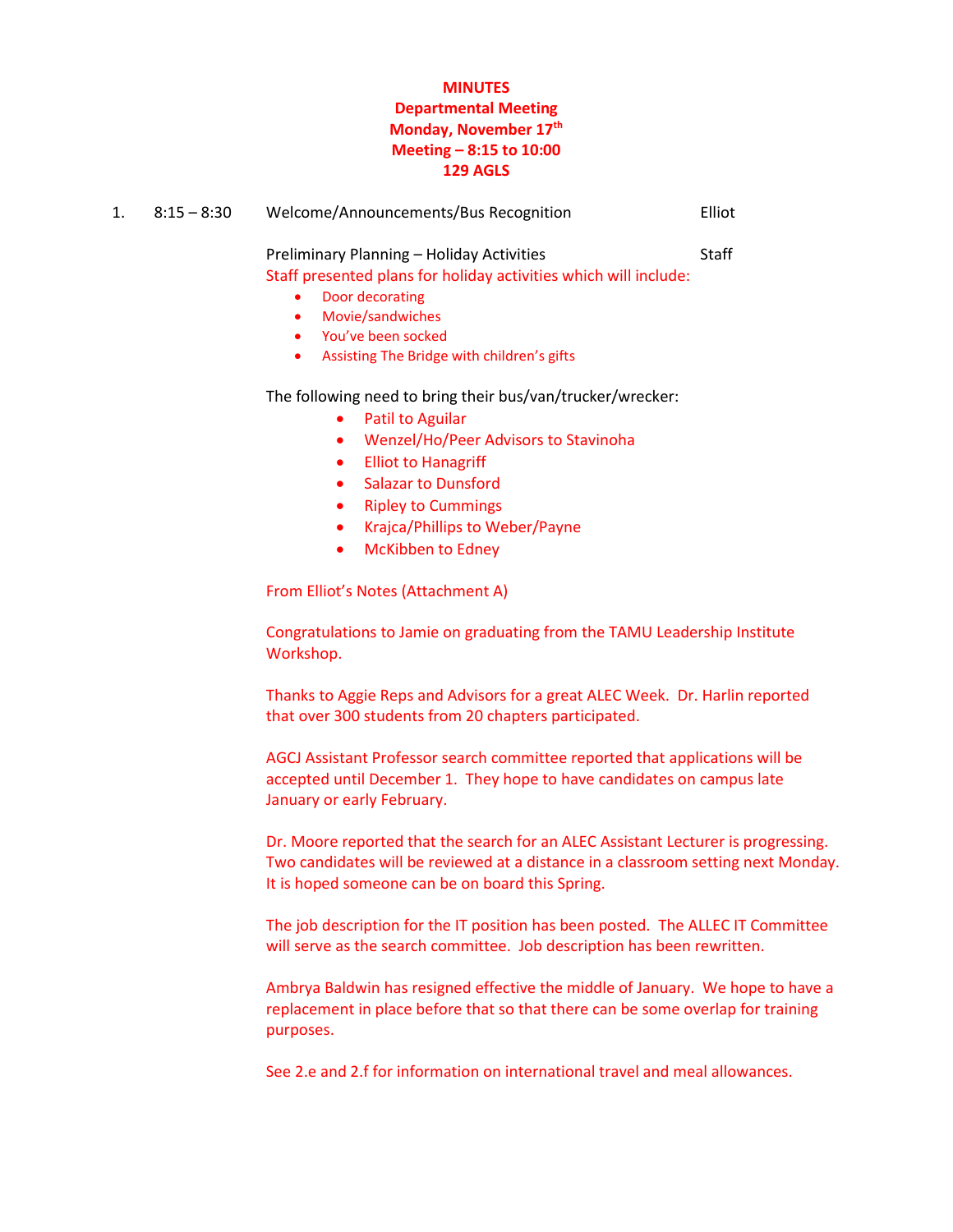**MINUTES**
**Departmental Meeting**
**Monday, November 17th**
**Meeting – 8:15 to 10:00**
**129 AGLS**

1. 8:15 – 8:30 Welcome/Announcements/Bus Recognition — Elliot

   Preliminary Planning – Holiday Activities — Staff

   Staff presented plans for holiday activities which will include:

   - Door decorating
   - Movie/sandwiches
   - You've been socked
   - Assisting The Bridge with children's gifts

   The following need to bring their bus/van/trucker/wrecker:

   - Patil to Aguilar
   - Wenzel/Ho/Peer Advisors to Stavinoha
   - Elliot to Hanagriff
   - Salazar to Dunsford
   - Ripley to Cummings
   - Krajca/Phillips to Weber/Payne
   - McKibben to Edney

   From Elliot's Notes (Attachment A)

   Congratulations to Jamie on graduating from the TAMU Leadership Institute Workshop.

   Thanks to Aggie Reps and Advisors for a great ALEC Week. Dr. Harlin reported that over 300 students from 20 chapters participated.

   AGCJ Assistant Professor search committee reported that applications will be accepted until December 1. They hope to have candidates on campus late January or early February.

   Dr. Moore reported that the search for an ALEC Assistant Lecturer is progressing. Two candidates will be reviewed at a distance in a classroom setting next Monday. It is hoped someone can be on board this Spring.

   The job description for the IT position has been posted. The ALLEC IT Committee will serve as the search committee. Job description has been rewritten.

   Ambrya Baldwin has resigned effective the middle of January. We hope to have a replacement in place before that so that there can be some overlap for training purposes.

   See 2.e and 2.f for information on international travel and meal allowances.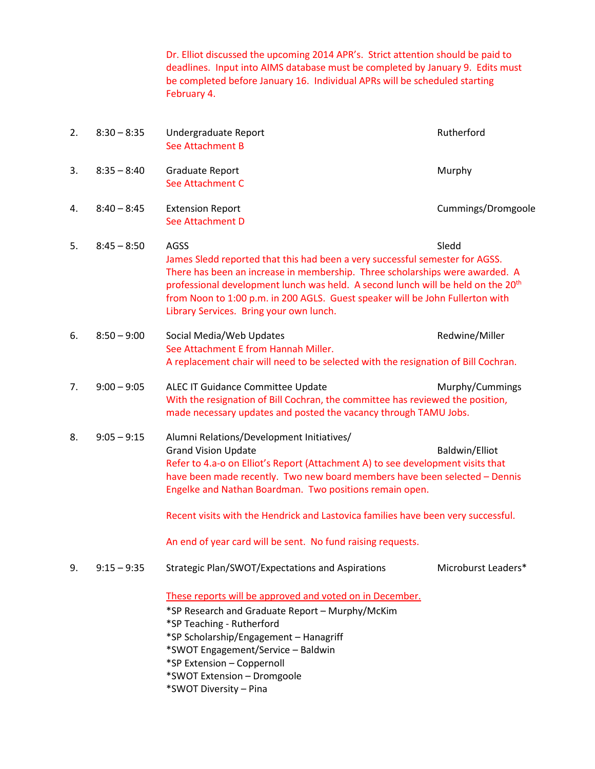Dr. Elliot discussed the upcoming 2014 APR's. Strict attention should be paid to deadlines. Input into AIMS database must be completed by January 9. Edits must be completed before January 16. Individual APRs will be scheduled starting February 4.

| | | | |
|---|---|---|---|
| 2. | 8:30 – 8:35 | Undergraduate Report<br>See Attachment B | Rutherford |
| 3. | 8:35 – 8:40 | Graduate Report<br>See Attachment C | Murphy |
| 4. | 8:40 – 8:45 | Extension Report<br>See Attachment D | Cummings/Dromgoole |
| 5. | 8:45 – 8:50 | AGSS | Sledd |

James Sledd reported that this had been a very successful semester for AGSS. There has been an increase in membership. Three scholarships were awarded. A professional development lunch was held. A second lunch will be held on the 20th from Noon to 1:00 p.m. in 200 AGLS. Guest speaker will be John Fullerton with Library Services. Bring your own lunch.

| | | | |
|---|---|---|---|
| 6. | 8:50 – 9:00 | Social Media/Web Updates | Redwine/Miller |

See Attachment E from Hannah Miller.
A replacement chair will need to be selected with the resignation of Bill Cochran.

| | | | |
|---|---|---|---|
| 7. | 9:00 – 9:05 | ALEC IT Guidance Committee Update | Murphy/Cummings |

With the resignation of Bill Cochran, the committee has reviewed the position, made necessary updates and posted the vacancy through TAMU Jobs.

| | | | |
|---|---|---|---|
| 8. | 9:05 – 9:15 | Alumni Relations/Development Initiatives/ Grand Vision Update | Baldwin/Elliot |

Refer to 4.a-o on Elliot's Report (Attachment A) to see development visits that have been made recently. Two new board members have been selected – Dennis Engelke and Nathan Boardman. Two positions remain open.

Recent visits with the Hendrick and Lastovica families have been very successful.

An end of year card will be sent. No fund raising requests.

| | | | |
|---|---|---|---|
| 9. | 9:15 – 9:35 | Strategic Plan/SWOT/Expectations and Aspirations | Microburst Leaders* |

<u>These reports will be approved and voted on in December.</u>

*SP Research and Graduate Report – Murphy/McKim
*SP Teaching - Rutherford
*SP Scholarship/Engagement – Hanagriff
*SWOT Engagement/Service – Baldwin
*SP Extension – Coppernoll
*SWOT Extension – Dromgoole
*SWOT Diversity – Pina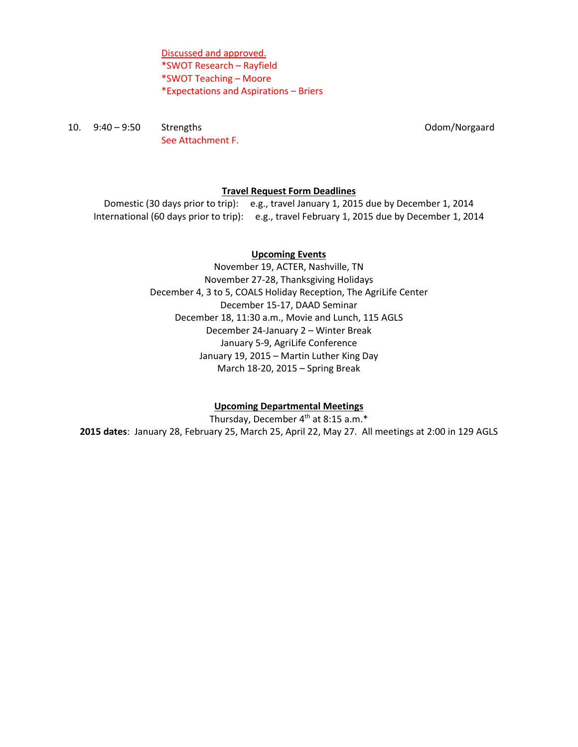Discussed and approved.
*SWOT Research – Rayfield
*SWOT Teaching – Moore
*Expectations and Aspirations – Briers

10. 9:40 – 9:50 Strengths Odom/Norgaard
See Attachment F.

**Travel Request Form Deadlines**

Domestic (30 days prior to trip): e.g., travel January 1, 2015 due by December 1, 2014
International (60 days prior to trip): e.g., travel February 1, 2015 due by December 1, 2014

**Upcoming Events**

November 19, ACTER, Nashville, TN
November 27-28, Thanksgiving Holidays
December 4, 3 to 5, COALS Holiday Reception, The AgriLife Center
December 15-17, DAAD Seminar
December 18, 11:30 a.m., Movie and Lunch, 115 AGLS
December 24-January 2 – Winter Break
January 5-9, AgriLife Conference
January 19, 2015 – Martin Luther King Day
March 18-20, 2015 – Spring Break

**Upcoming Departmental Meetings**

Thursday, December 4th at 8:15 a.m.*
**2015 dates**: January 28, February 25, March 25, April 22, May 27. All meetings at 2:00 in 129 AGLS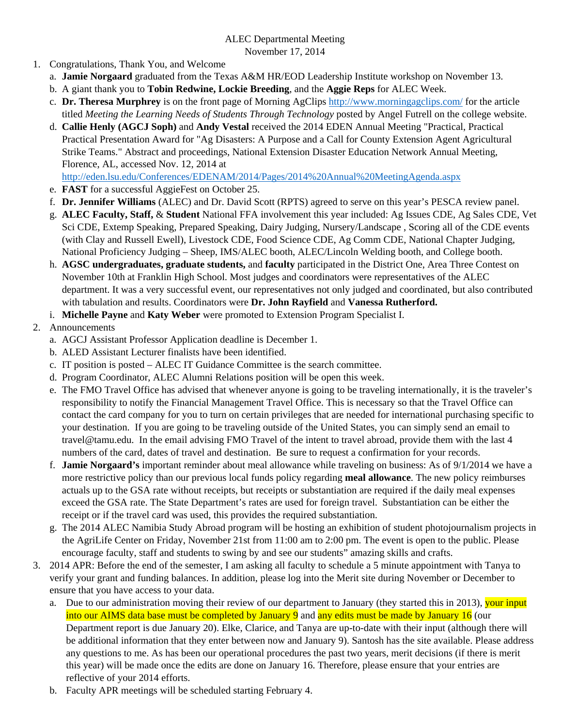ALEC Departmental Meeting
November 17, 2014

1. Congratulations, Thank You, and Welcome
   a. **Jamie Norgaard** graduated from the Texas A&M HR/EOD Leadership Institute workshop on November 13.
   b. A giant thank you to **Tobin Redwine, Lockie Breeding**, and the **Aggie Reps** for ALEC Week.
   c. **Dr. Theresa Murphrey** is on the front page of Morning AgClips http://www.morningagclips.com/ for the article titled *Meeting the Learning Needs of Students Through Technology* posted by Angel Futrell on the college website.
   d. **Callie Henly (AGCJ Soph)** and **Andy Vestal** received the 2014 EDEN Annual Meeting "Practical, Practical Practical Presentation Award for "Ag Disasters: A Purpose and a Call for County Extension Agent Agricultural Strike Teams." Abstract and proceedings, National Extension Disaster Education Network Annual Meeting, Florence, AL, accessed Nov. 12, 2014 at http://eden.lsu.edu/Conferences/EDENAM/2014/Pages/2014%20Annual%20MeetingAgenda.aspx
   e. **FAST** for a successful AggieFest on October 25.
   f. **Dr. Jennifer Williams** (ALEC) and Dr. David Scott (RPTS) agreed to serve on this year's PESCA review panel.
   g. **ALEC Faculty, Staff,** & **Student** National FFA involvement this year included: Ag Issues CDE, Ag Sales CDE, Vet Sci CDE, Extemp Speaking, Prepared Speaking, Dairy Judging, Nursery/Landscape , Scoring all of the CDE events (with Clay and Russell Ewell), Livestock CDE, Food Science CDE, Ag Comm CDE, National Chapter Judging, National Proficiency Judging – Sheep, IMS/ALEC booth, ALEC/Lincoln Welding booth, and College booth.
   h. **AGSC undergraduates, graduate students,** and **faculty** participated in the District One, Area Three Contest on November 10th at Franklin High School. Most judges and coordinators were representatives of the ALEC department. It was a very successful event, our representatives not only judged and coordinated, but also contributed with tabulation and results. Coordinators were **Dr. John Rayfield** and **Vanessa Rutherford.**
   i. **Michelle Payne** and **Katy Weber** were promoted to Extension Program Specialist I.
2. Announcements
   a. AGCJ Assistant Professor Application deadline is December 1.
   b. ALED Assistant Lecturer finalists have been identified.
   c. IT position is posted – ALEC IT Guidance Committee is the search committee.
   d. Program Coordinator, ALEC Alumni Relations position will be open this week.
   e. The FMO Travel Office has advised that whenever anyone is going to be traveling internationally, it is the traveler's responsibility to notify the Financial Management Travel Office. This is necessary so that the Travel Office can contact the card company for you to turn on certain privileges that are needed for international purchasing specific to your destination. If you are going to be traveling outside of the United States, you can simply send an email to travel@tamu.edu. In the email advising FMO Travel of the intent to travel abroad, provide them with the last 4 numbers of the card, dates of travel and destination. Be sure to request a confirmation for your records.
   f. **Jamie Norgaard's** important reminder about meal allowance while traveling on business: As of 9/1/2014 we have a more restrictive policy than our previous local funds policy regarding **meal allowance**. The new policy reimburses actuals up to the GSA rate without receipts, but receipts or substantiation are required if the daily meal expenses exceed the GSA rate. The State Department's rates are used for foreign travel. Substantiation can be either the receipt or if the travel card was used, this provides the required substantiation.
   g. The 2014 ALEC Namibia Study Abroad program will be hosting an exhibition of student photojournalism projects in the AgriLife Center on Friday, November 21st from 11:00 am to 2:00 pm. The event is open to the public. Please encourage faculty, staff and students to swing by and see our students" amazing skills and crafts.
3. 2014 APR: Before the end of the semester, I am asking all faculty to schedule a 5 minute appointment with Tanya to verify your grant and funding balances. In addition, please log into the Merit site during November or December to ensure that you have access to your data.
   a. Due to our administration moving their review of our department to January (they started this in 2013), your input into our AIMS data base must be completed by January 9 and any edits must be made by January 16 (our Department report is due January 20). Elke, Clarice, and Tanya are up-to-date with their input (although there will be additional information that they enter between now and January 9). Santosh has the site available. Please address any questions to me. As has been our operational procedures the past two years, merit decisions (if there is merit this year) will be made once the edits are done on January 16. Therefore, please ensure that your entries are reflective of your 2014 efforts.
   b. Faculty APR meetings will be scheduled starting February 4.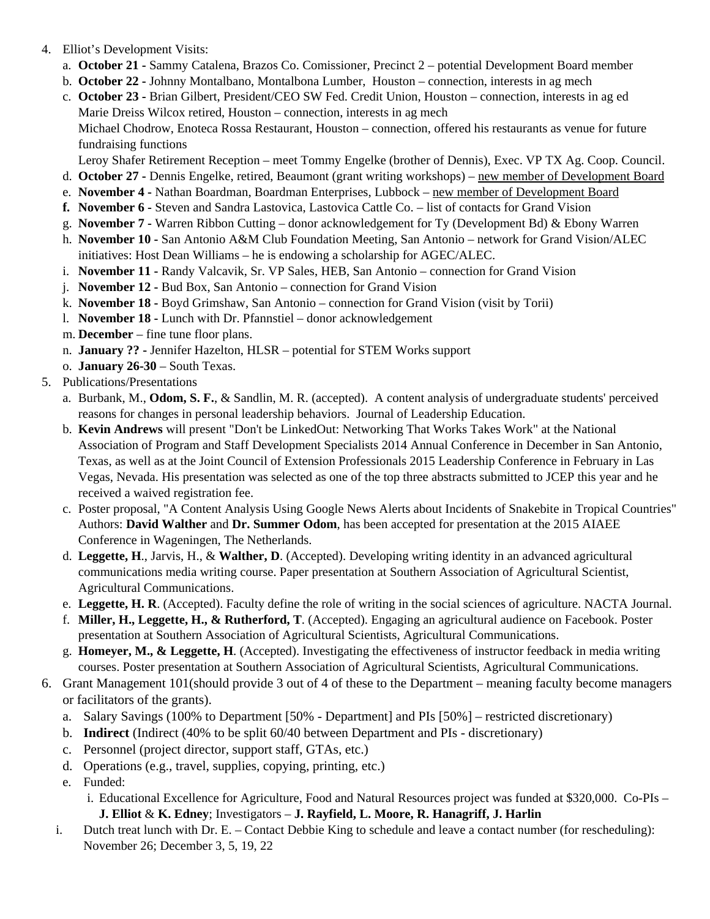4. Elliot's Development Visits:
   a. **October 21 -** Sammy Catalena, Brazos Co. Comissioner, Precinct 2 – potential Development Board member
   b. **October 22 -** Johnny Montalbano, Montalbona Lumber, Houston – connection, interests in ag mech
   c. **October 23 -** Brian Gilbert, President/CEO SW Fed. Credit Union, Houston – connection, interests in ag ed
      Marie Dreiss Wilcox retired, Houston – connection, interests in ag mech
      Michael Chodrow, Enoteca Rossa Restaurant, Houston – connection, offered his restaurants as venue for future fundraising functions
      Leroy Shafer Retirement Reception – meet Tommy Engelke (brother of Dennis), Exec. VP TX Ag. Coop. Council.
   d. **October 27 -** Dennis Engelke, retired, Beaumont (grant writing workshops) – <u>new member of Development Board</u>
   e. **November 4 -** Nathan Boardman, Boardman Enterprises, Lubbock – <u>new member of Development Board</u>
   **f. November 6 -** Steven and Sandra Lastovica, Lastovica Cattle Co. – list of contacts for Grand Vision
   g. **November 7 -** Warren Ribbon Cutting – donor acknowledgement for Ty (Development Bd) & Ebony Warren
   h. **November 10 -** San Antonio A&M Club Foundation Meeting, San Antonio – network for Grand Vision/ALEC initiatives: Host Dean Williams – he is endowing a scholarship for AGEC/ALEC.
   i. **November 11 -** Randy Valcavik, Sr. VP Sales, HEB, San Antonio – connection for Grand Vision
   j. **November 12 -** Bud Box, San Antonio – connection for Grand Vision
   k. **November 18 -** Boyd Grimshaw, San Antonio – connection for Grand Vision (visit by Torii)
   l. **November 18 -** Lunch with Dr. Pfannstiel – donor acknowledgement
   m. **December** – fine tune floor plans.
   n. **January ?? -** Jennifer Hazelton, HLSR – potential for STEM Works support
   o. **January 26-30** – South Texas.
5. Publications/Presentations
   a. Burbank, M., **Odom, S. F.**, & Sandlin, M. R. (accepted). A content analysis of undergraduate students' perceived reasons for changes in personal leadership behaviors. Journal of Leadership Education.
   b. **Kevin Andrews** will present "Don't be LinkedOut: Networking That Works Takes Work" at the National Association of Program and Staff Development Specialists 2014 Annual Conference in December in San Antonio, Texas, as well as at the Joint Council of Extension Professionals 2015 Leadership Conference in February in Las Vegas, Nevada. His presentation was selected as one of the top three abstracts submitted to JCEP this year and he received a waived registration fee.
   c. Poster proposal, "A Content Analysis Using Google News Alerts about Incidents of Snakebite in Tropical Countries" Authors: **David Walther** and **Dr. Summer Odom**, has been accepted for presentation at the 2015 AIAEE Conference in Wageningen, The Netherlands.
   d. **Leggette, H**., Jarvis, H., & **Walther, D**. (Accepted). Developing writing identity in an advanced agricultural communications media writing course. Paper presentation at Southern Association of Agricultural Scientist, Agricultural Communications.
   e. **Leggette, H. R**. (Accepted). Faculty define the role of writing in the social sciences of agriculture. NACTA Journal.
   f. **Miller, H., Leggette, H., & Rutherford, T**. (Accepted). Engaging an agricultural audience on Facebook. Poster presentation at Southern Association of Agricultural Scientists, Agricultural Communications.
   g. **Homeyer, M., & Leggette, H**. (Accepted). Investigating the effectiveness of instructor feedback in media writing courses. Poster presentation at Southern Association of Agricultural Scientists, Agricultural Communications.
6. Grant Management 101(should provide 3 out of 4 of these to the Department – meaning faculty become managers or facilitators of the grants).
   a. Salary Savings (100% to Department [50% - Department] and PIs [50%] – restricted discretionary)
   b. **Indirect** (Indirect (40% to be split 60/40 between Department and PIs - discretionary)
   c. Personnel (project director, support staff, GTAs, etc.)
   d. Operations (e.g., travel, supplies, copying, printing, etc.)
   e. Funded:
      i. Educational Excellence for Agriculture, Food and Natural Resources project was funded at $320,000. Co-PIs – **J. Elliot** & **K. Edney**; Investigators – **J. Rayfield, L. Moore, R. Hanagriff, J. Harlin**

   i. Dutch treat lunch with Dr. E. – Contact Debbie King to schedule and leave a contact number (for rescheduling): November 26; December 3, 5, 19, 22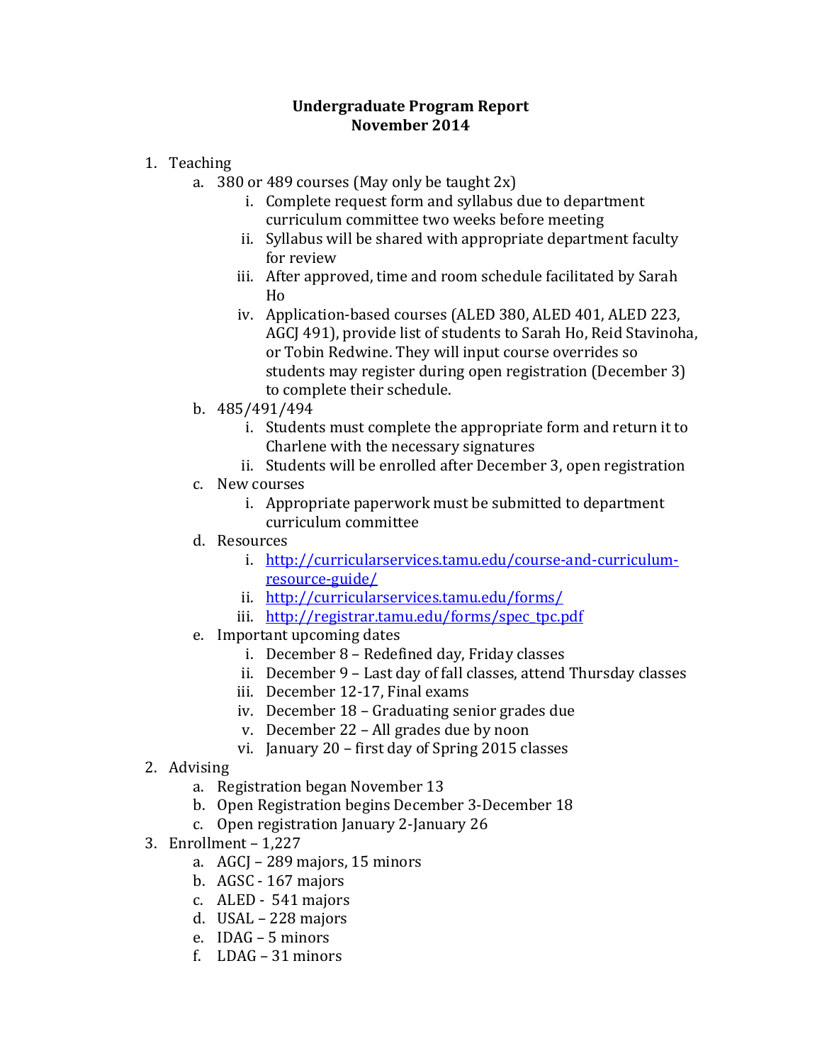# Undergraduate Program Report
## November 2014

1. Teaching
    a. 380 or 489 courses (May only be taught 2x)
        i. Complete request form and syllabus due to department curriculum committee two weeks before meeting
        ii. Syllabus will be shared with appropriate department faculty for review
        iii. After approved, time and room schedule facilitated by Sarah Ho
        iv. Application-based courses (ALED 380, ALED 401, ALED 223, AGCJ 491), provide list of students to Sarah Ho, Reid Stavinoha, or Tobin Redwine. They will input course overrides so students may register during open registration (December 3) to complete their schedule.
    b. 485/491/494
        i. Students must complete the appropriate form and return it to Charlene with the necessary signatures
        ii. Students will be enrolled after December 3, open registration
    c. New courses
        i. Appropriate paperwork must be submitted to department curriculum committee
    d. Resources
        i. http://curricularservices.tamu.edu/course-and-curriculum-resource-guide/
        ii. http://curricularservices.tamu.edu/forms/
        iii. http://registrar.tamu.edu/forms/spec_tpc.pdf
    e. Important upcoming dates
        i. December 8 – Redefined day, Friday classes
        ii. December 9 – Last day of fall classes, attend Thursday classes
        iii. December 12-17, Final exams
        iv. December 18 – Graduating senior grades due
        v. December 22 – All grades due by noon
        vi. January 20 – first day of Spring 2015 classes
2. Advising
    a. Registration began November 13
    b. Open Registration begins December 3-December 18
    c. Open registration January 2-January 26
3. Enrollment – 1,227
    a. AGCJ – 289 majors, 15 minors
    b. AGSC - 167 majors
    c. ALED - 541 majors
    d. USAL – 228 majors
    e. IDAG – 5 minors
    f. LDAG – 31 minors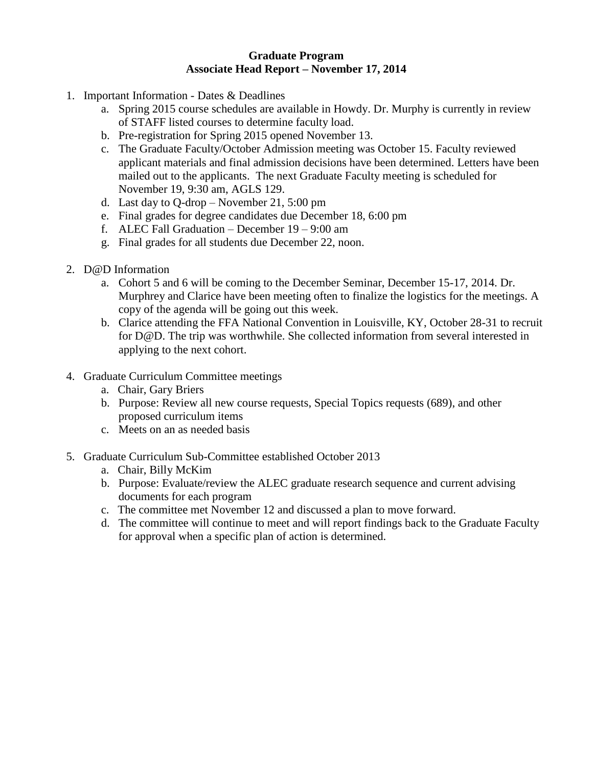**Graduate Program**
**Associate Head Report – November 17, 2014**

1. Important Information - Dates & Deadlines
    a. Spring 2015 course schedules are available in Howdy. Dr. Murphy is currently in review of STAFF listed courses to determine faculty load.
    b. Pre-registration for Spring 2015 opened November 13.
    c. The Graduate Faculty/October Admission meeting was October 15. Faculty reviewed applicant materials and final admission decisions have been determined. Letters have been mailed out to the applicants. The next Graduate Faculty meeting is scheduled for November 19, 9:30 am, AGLS 129.
    d. Last day to Q-drop – November 21, 5:00 pm
    e. Final grades for degree candidates due December 18, 6:00 pm
    f. ALEC Fall Graduation – December 19 – 9:00 am
    g. Final grades for all students due December 22, noon.

2. D@D Information
    a. Cohort 5 and 6 will be coming to the December Seminar, December 15-17, 2014. Dr. Murphrey and Clarice have been meeting often to finalize the logistics for the meetings. A copy of the agenda will be going out this week.
    b. Clarice attending the FFA National Convention in Louisville, KY, October 28-31 to recruit for D@D. The trip was worthwhile. She collected information from several interested in applying to the next cohort.

4. Graduate Curriculum Committee meetings
    a. Chair, Gary Briers
    b. Purpose: Review all new course requests, Special Topics requests (689), and other proposed curriculum items
    c. Meets on an as needed basis

5. Graduate Curriculum Sub-Committee established October 2013
    a. Chair, Billy McKim
    b. Purpose: Evaluate/review the ALEC graduate research sequence and current advising documents for each program
    c. The committee met November 12 and discussed a plan to move forward.
    d. The committee will continue to meet and will report findings back to the Graduate Faculty for approval when a specific plan of action is determined.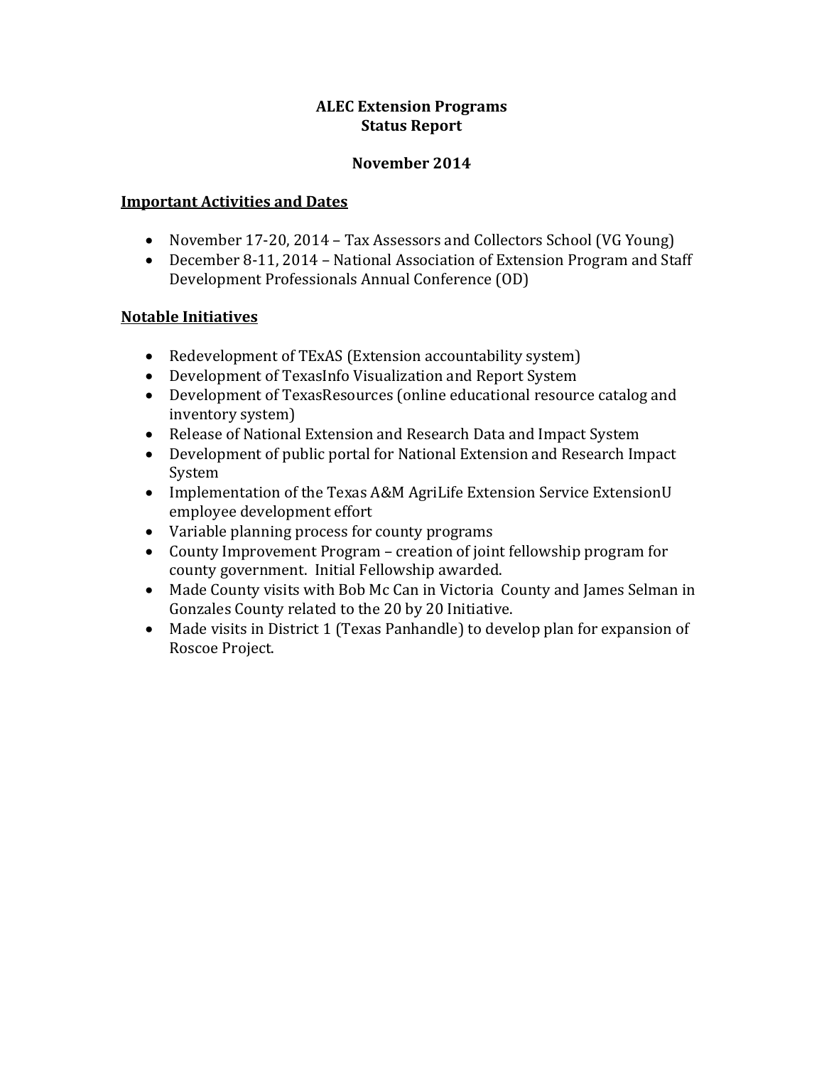# ALEC Extension Programs
# Status Report

## November 2014

### Important Activities and Dates

- November 17-20, 2014 – Tax Assessors and Collectors School (VG Young)
- December 8-11, 2014 – National Association of Extension Program and Staff Development Professionals Annual Conference (OD)

### Notable Initiatives

- Redevelopment of TExAS (Extension accountability system)
- Development of TexasInfo Visualization and Report System
- Development of TexasResources (online educational resource catalog and inventory system)
- Release of National Extension and Research Data and Impact System
- Development of public portal for National Extension and Research Impact System
- Implementation of the Texas A&M AgriLife Extension Service ExtensionU employee development effort
- Variable planning process for county programs
- County Improvement Program – creation of joint fellowship program for county government. Initial Fellowship awarded.
- Made County visits with Bob Mc Can in Victoria County and James Selman in Gonzales County related to the 20 by 20 Initiative.
- Made visits in District 1 (Texas Panhandle) to develop plan for expansion of Roscoe Project.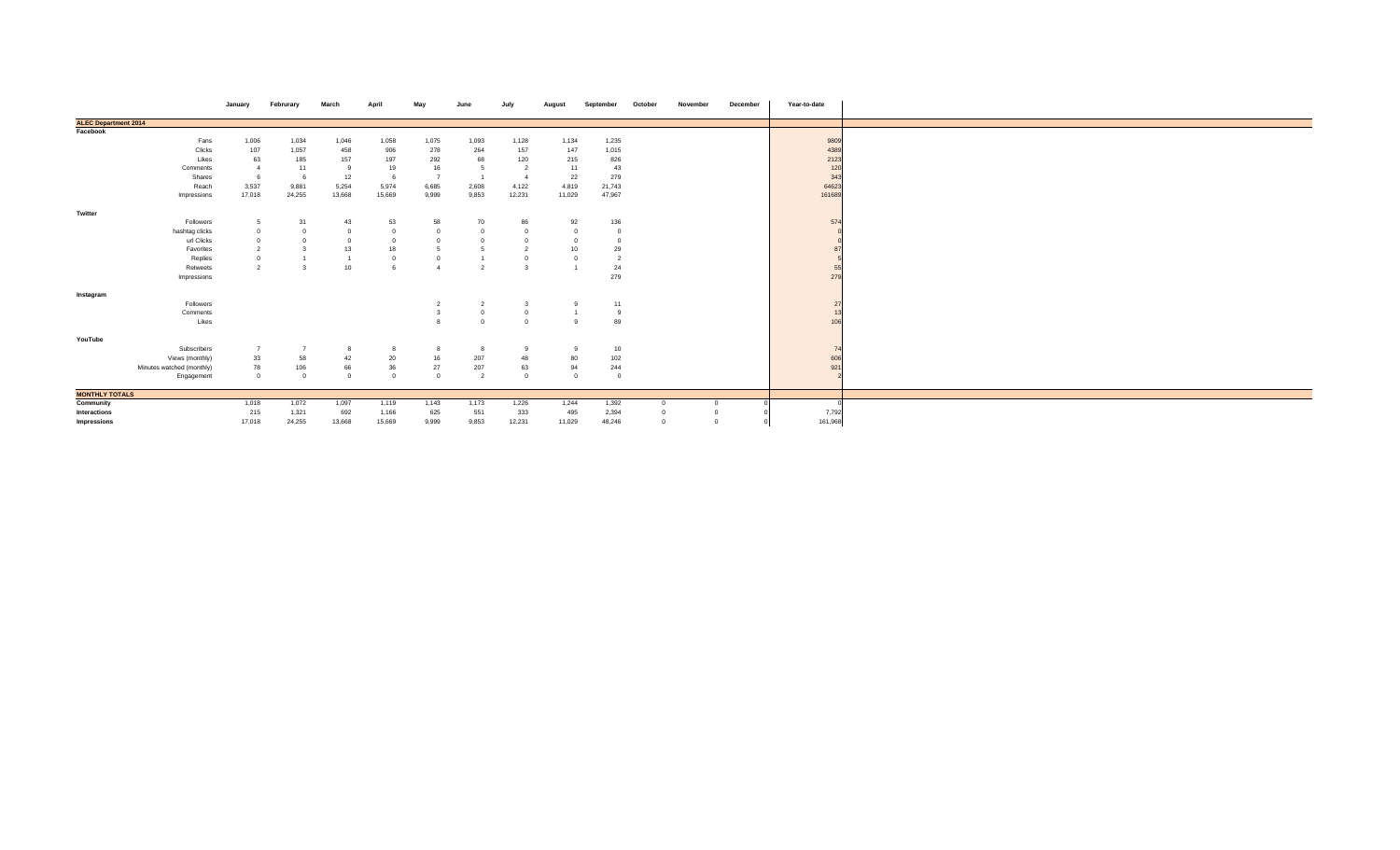| | January | Februrary | March | April | May | June | July | August | September | October | November | December | Year-to-date |
|---|---|---|---|---|---|---|---|---|---|---|---|---|---|
| **ALEC Department 2014** | | | | | | | | | | | | | |
| **Facebook** | | | | | | | | | | | | | |
| Fans | 1,006 | 1,034 | 1,046 | 1,058 | 1,075 | 1,093 | 1,128 | 1,134 | 1,235 | | | | 9809 |
| Clicks | 107 | 1,057 | 458 | 906 | 278 | 264 | 157 | 147 | 1,015 | | | | 4389 |
| Likes | 63 | 185 | 157 | 197 | 292 | 68 | 120 | 215 | 826 | | | | 2123 |
| Comments | 4 | 11 | 9 | 19 | 16 | 5 | 2 | 11 | 43 | | | | 120 |
| Shares | 6 | 6 | 12 | 6 | 7 | 1 | 4 | 22 | 279 | | | | 343 |
| Reach | 3,537 | 9,881 | 5,254 | 5,974 | 6,685 | 2,608 | 4,122 | 4,819 | 21,743 | | | | 64623 |
| Impressions | 17,018 | 24,255 | 13,668 | 15,669 | 9,999 | 9,853 | 12,231 | 11,029 | 47,967 | | | | 161689 |
| **Twitter** | | | | | | | | | | | | | |
| Followers | 5 | 31 | 43 | 53 | 58 | 70 | 86 | 92 | 136 | | | | 574 |
| hashtag clicks | 0 | 0 | 0 | 0 | 0 | 0 | 0 | 0 | 0 | | | | 0 |
| url Clicks | 0 | 0 | 0 | 0 | 0 | 0 | 0 | 0 | 0 | | | | 0 |
| Favorites | 2 | 3 | 13 | 18 | 5 | 5 | 2 | 10 | 29 | | | | 87 |
| Replies | 0 | 1 | 1 | 0 | 0 | 1 | 0 | 0 | 2 | | | | 5 |
| Retweets | 2 | 3 | 10 | 6 | 4 | 2 | 3 | 1 | 24 | | | | 55 |
| Impressions | | | | | | | | | 279 | | | | 279 |
| **Instagram** | | | | | | | | | | | | | |
| Followers | | | | | 2 | 2 | 3 | 9 | 11 | | | | 27 |
| Comments | | | | | 3 | 0 | 0 | 1 | 9 | | | | 13 |
| Likes | | | | | 8 | 0 | 0 | 9 | 89 | | | | 106 |
| **YouTube** | | | | | | | | | | | | | |
| Subscribers | 7 | 7 | 8 | 8 | 8 | 8 | 9 | 9 | 10 | | | | 74 |
| Views (monthly) | 33 | 58 | 42 | 20 | 16 | 207 | 48 | 80 | 102 | | | | 606 |
| Minutes watched (monthly) | 78 | 106 | 66 | 36 | 27 | 207 | 63 | 94 | 244 | | | | 921 |
| Engagement | 0 | 0 | 0 | 0 | 0 | 2 | 0 | 0 | 0 | | | | 2 |
| **MONTHLY TOTALS** | | | | | | | | | | | | | |
| **Community** | 1,018 | 1,072 | 1,097 | 1,119 | 1,143 | 1,173 | 1,226 | 1,244 | 1,392 | 0 | 0 | 0 | 0 |
| **Interactions** | 215 | 1,321 | 692 | 1,166 | 625 | 551 | 333 | 495 | 2,394 | 0 | 0 | 0 | 7,792 |
| **Impressions** | 17,018 | 24,255 | 13,668 | 15,669 | 9,999 | 9,853 | 12,231 | 11,029 | 48,246 | 0 | 0 | 0 | 161,968 |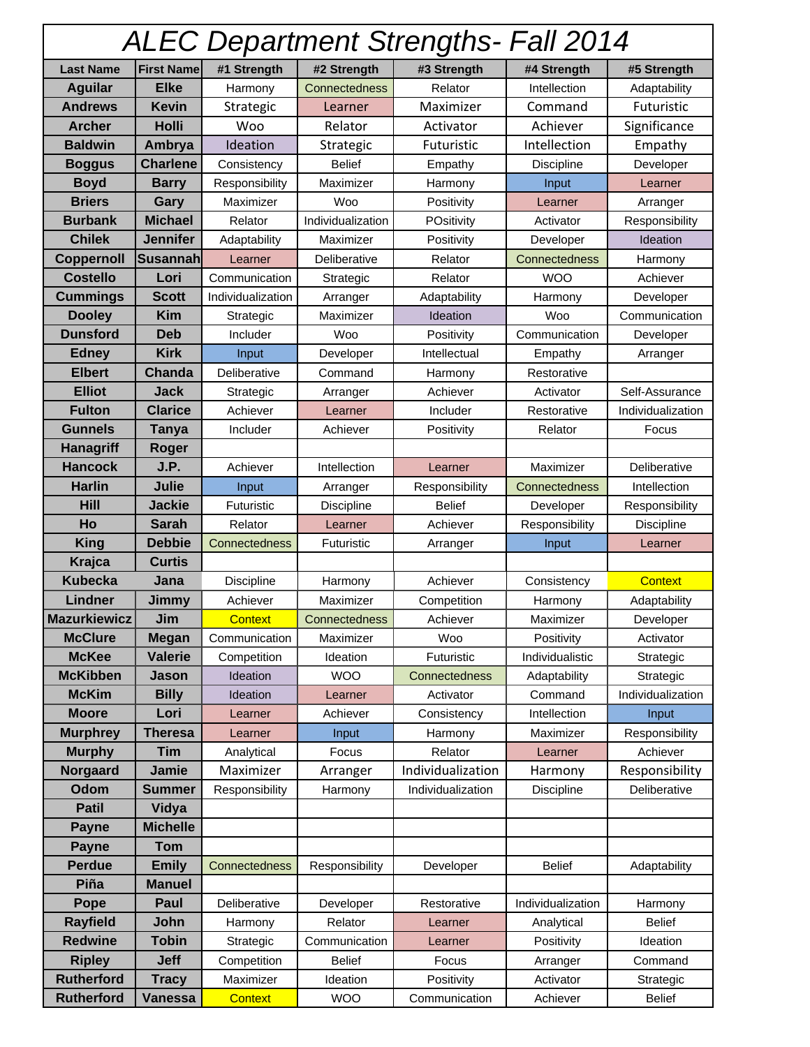# ALEC Department Strengths- Fall 2014

| Last Name | First Name | #1 Strength | #2 Strength | #3 Strength | #4 Strength | #5 Strength |
|---|---|---|---|---|---|---|
| Aguilar | Elke | Harmony | Connectedness | Relator | Intellection | Adaptability |
| Andrews | Kevin | Strategic | Learner | Maximizer | Command | Futuristic |
| Archer | Holli | Woo | Relator | Activator | Achiever | Significance |
| Baldwin | Ambrya | Ideation | Strategic | Futuristic | Intellection | Empathy |
| Boggus | Charlene | Consistency | Belief | Empathy | Discipline | Developer |
| Boyd | Barry | Responsibility | Maximizer | Harmony | Input | Learner |
| Briers | Gary | Maximizer | Woo | Positivity | Learner | Arranger |
| Burbank | Michael | Relator | Individualization | POsitivity | Activator | Responsibility |
| Chilek | Jennifer | Adaptability | Maximizer | Positivity | Developer | Ideation |
| Coppernoll | Susannah | Learner | Deliberative | Relator | Connectedness | Harmony |
| Costello | Lori | Communication | Strategic | Relator | WOO | Achiever |
| Cummings | Scott | Individualization | Arranger | Adaptability | Harmony | Developer |
| Dooley | Kim | Strategic | Maximizer | Ideation | Woo | Communication |
| Dunsford | Deb | Includer | Woo | Positivity | Communication | Developer |
| Edney | Kirk | Input | Developer | Intellectual | Empathy | Arranger |
| Elbert | Chanda | Deliberative | Command | Harmony | Restorative | |
| Elliot | Jack | Strategic | Arranger | Achiever | Activator | Self-Assurance |
| Fulton | Clarice | Achiever | Learner | Includer | Restorative | Individualization |
| Gunnels | Tanya | Includer | Achiever | Positivity | Relator | Focus |
| Hanagriff | Roger | | | | | |
| Hancock | J.P. | Achiever | Intellection | Learner | Maximizer | Deliberative |
| Harlin | Julie | Input | Arranger | Responsibility | Connectedness | Intellection |
| Hill | Jackie | Futuristic | Discipline | Belief | Developer | Responsibility |
| Ho | Sarah | Relator | Learner | Achiever | Responsibility | Discipline |
| King | Debbie | Connectedness | Futuristic | Arranger | Input | Learner |
| Krajca | Curtis | | | | | |
| Kubecka | Jana | Discipline | Harmony | Achiever | Consistency | Context |
| Lindner | Jimmy | Achiever | Maximizer | Competition | Harmony | Adaptability |
| Mazurkiewicz | Jim | Context | Connectedness | Achiever | Maximizer | Developer |
| McClure | Megan | Communication | Maximizer | Woo | Positivity | Activator |
| McKee | Valerie | Competition | Ideation | Futuristic | Individualistic | Strategic |
| McKibben | Jason | Ideation | WOO | Connectedness | Adaptability | Strategic |
| McKim | Billy | Ideation | Learner | Activator | Command | Individualization |
| Moore | Lori | Learner | Achiever | Consistency | Intellection | Input |
| Murphrey | Theresa | Learner | Input | Harmony | Maximizer | Responsibility |
| Murphy | Tim | Analytical | Focus | Relator | Learner | Achiever |
| Norgaard | Jamie | Maximizer | Arranger | Individualization | Harmony | Responsibility |
| Odom | Summer | Responsibility | Harmony | Individualization | Discipline | Deliberative |
| Patil | Vidya | | | | | |
| Payne | Michelle | | | | | |
| Payne | Tom | | | | | |
| Perdue | Emily | Connectedness | Responsibility | Developer | Belief | Adaptability |
| Piña | Manuel | | | | | |
| Pope | Paul | Deliberative | Developer | Restorative | Individualization | Harmony |
| Rayfield | John | Harmony | Relator | Learner | Analytical | Belief |
| Redwine | Tobin | Strategic | Communication | Learner | Positivity | Ideation |
| Ripley | Jeff | Competition | Belief | Focus | Arranger | Command |
| Rutherford | Tracy | Maximizer | Ideation | Positivity | Activator | Strategic |
| Rutherford | Vanessa | Context | WOO | Communication | Achiever | Belief |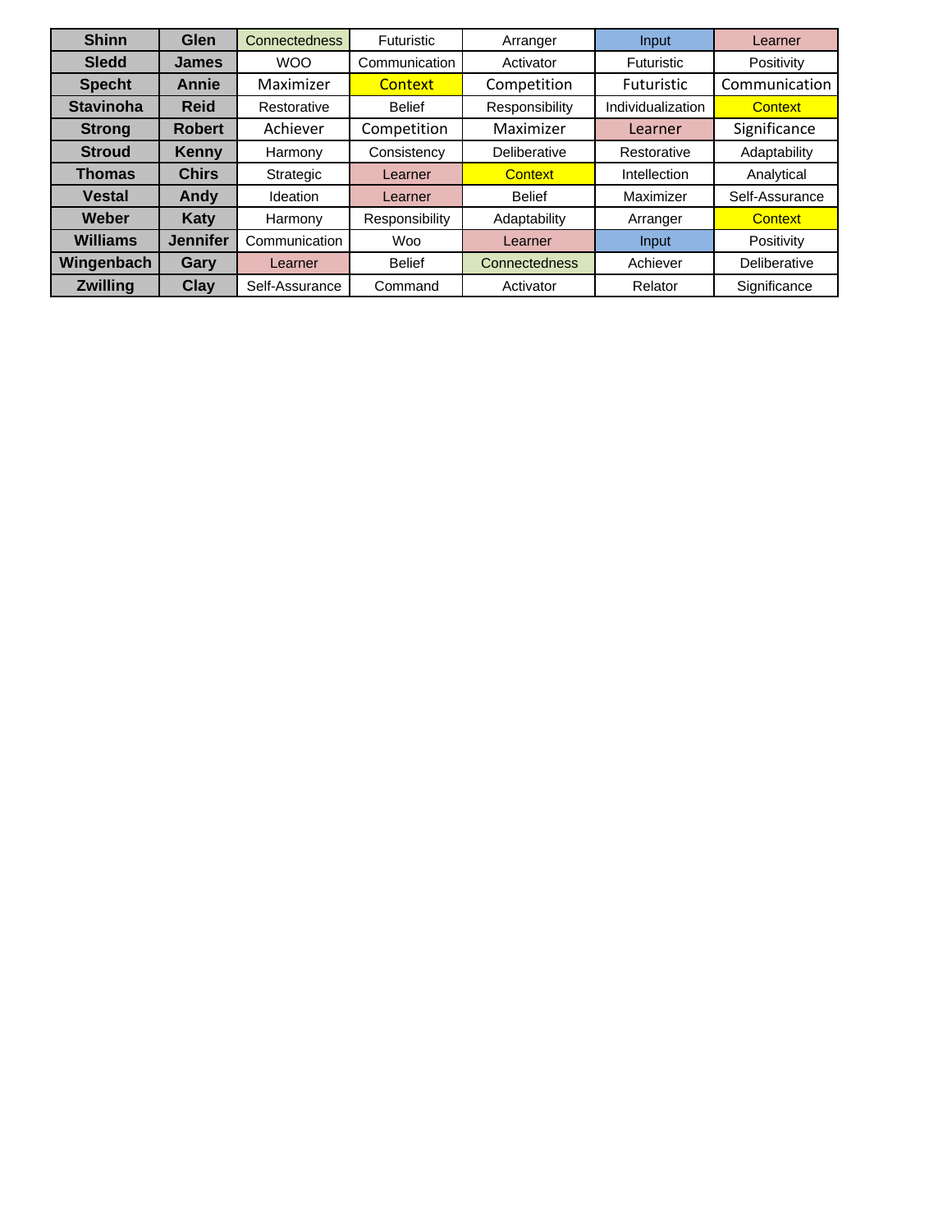| Shinn | Glen | Connectedness | Futuristic | Arranger | Input | Learner |
|---|---|---|---|---|---|---|
| Sledd | James | WOO | Communication | Activator | Futuristic | Positivity |
| Specht | Annie | Maximizer | Context | Competition | Futuristic | Communication |
| Stavinoha | Reid | Restorative | Belief | Responsibility | Individualization | Context |
| Strong | Robert | Achiever | Competition | Maximizer | Learner | Significance |
| Stroud | Kenny | Harmony | Consistency | Deliberative | Restorative | Adaptability |
| Thomas | Chirs | Strategic | Learner | Context | Intellection | Analytical |
| Vestal | Andy | Ideation | Learner | Belief | Maximizer | Self-Assurance |
| Weber | Katy | Harmony | Responsibility | Adaptability | Arranger | Context |
| Williams | Jennifer | Communication | Woo | Learner | Input | Positivity |
| Wingenbach | Gary | Learner | Belief | Connectedness | Achiever | Deliberative |
| Zwilling | Clay | Self-Assurance | Command | Activator | Relator | Significance |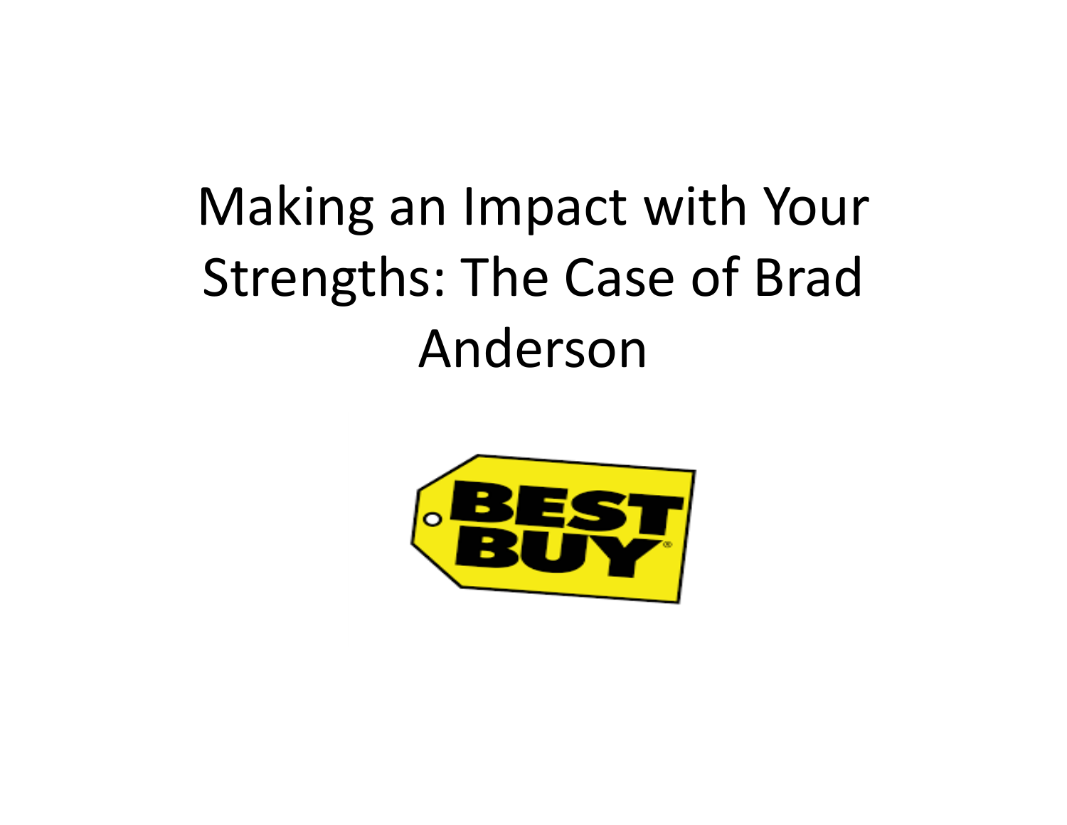# Making an Impact with Your Strengths: The Case of Brad Anderson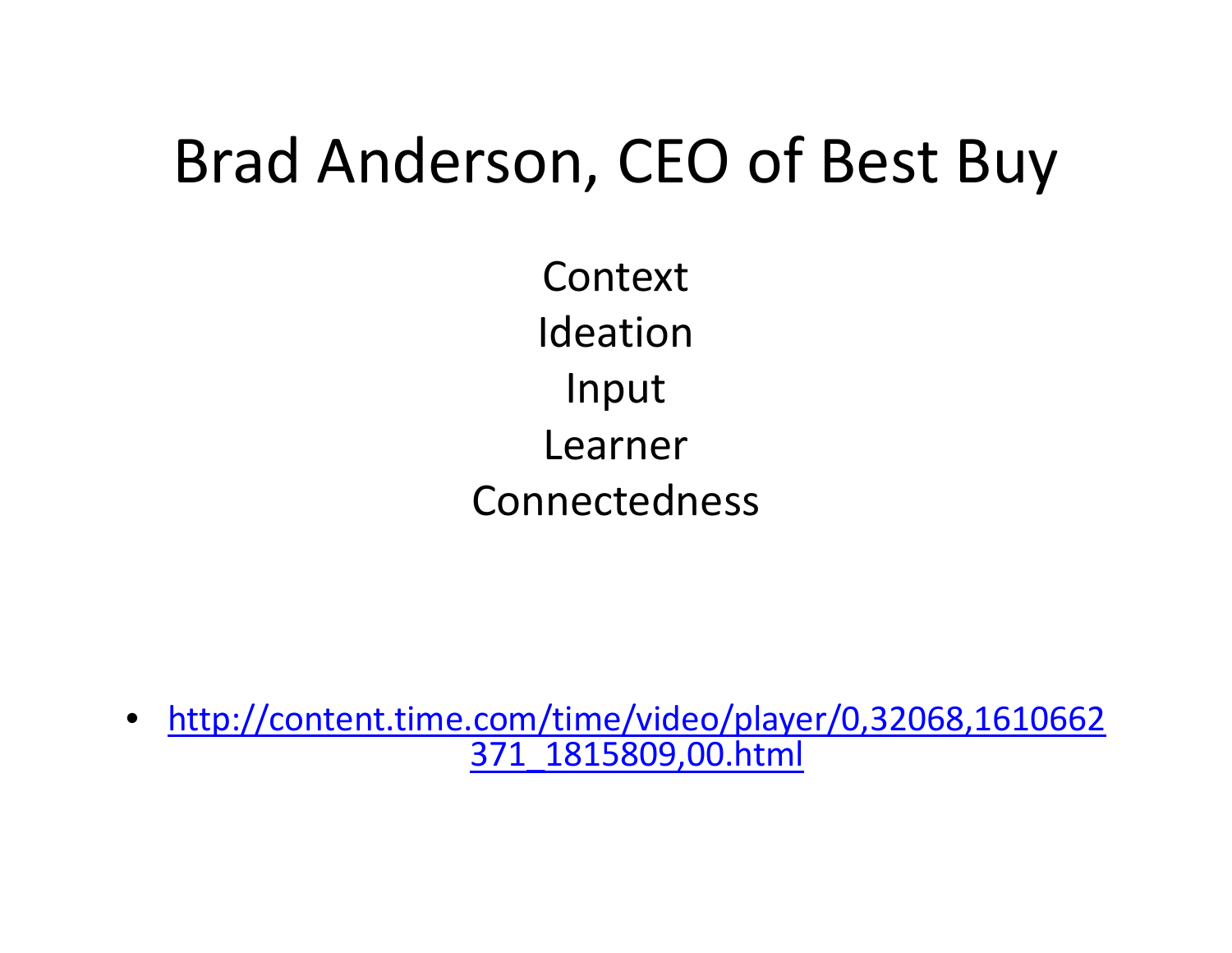# Brad Anderson, CEO of Best Buy

Context
Ideation
Input
Learner
Connectedness

- http://content.time.com/time/video/player/0,32068,1610662371_1815809,00.html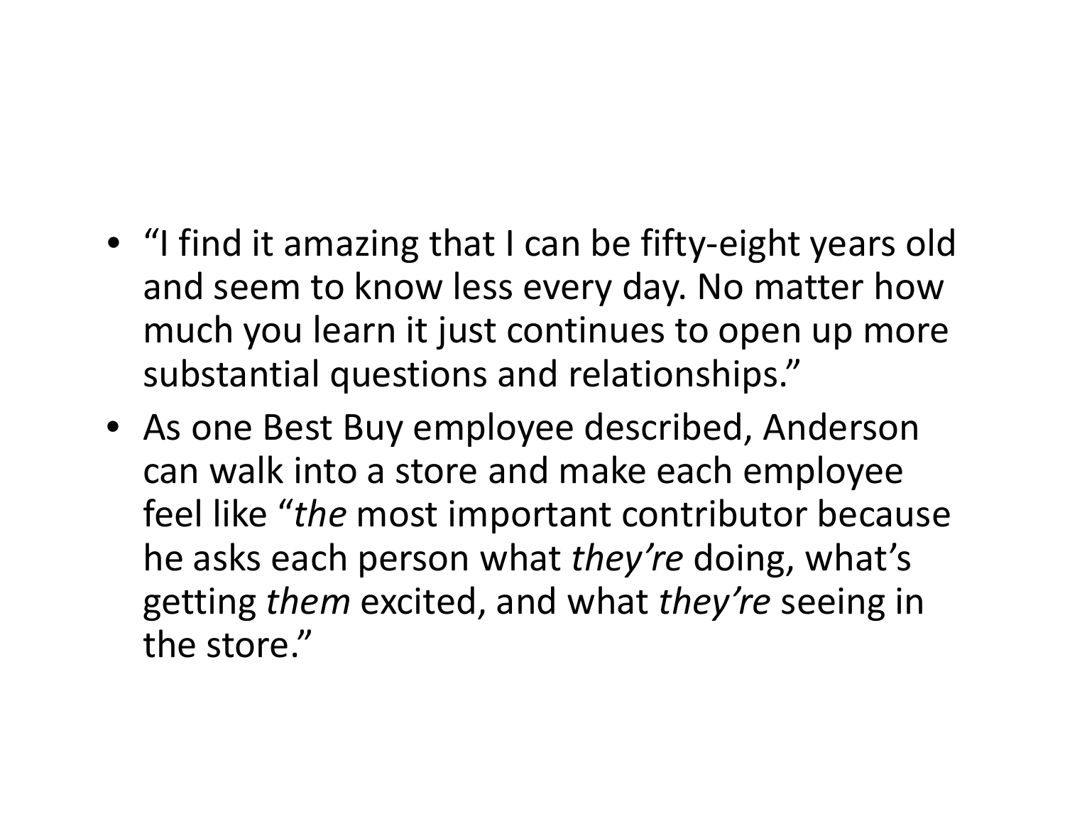- "I find it amazing that I can be fifty-eight years old and seem to know less every day. No matter how much you learn it just continues to open up more substantial questions and relationships."
- As one Best Buy employee described, Anderson can walk into a store and make each employee feel like "*the* most important contributor because he asks each person what *they're* doing, what's getting *them* excited, and what *they're* seeing in the store."